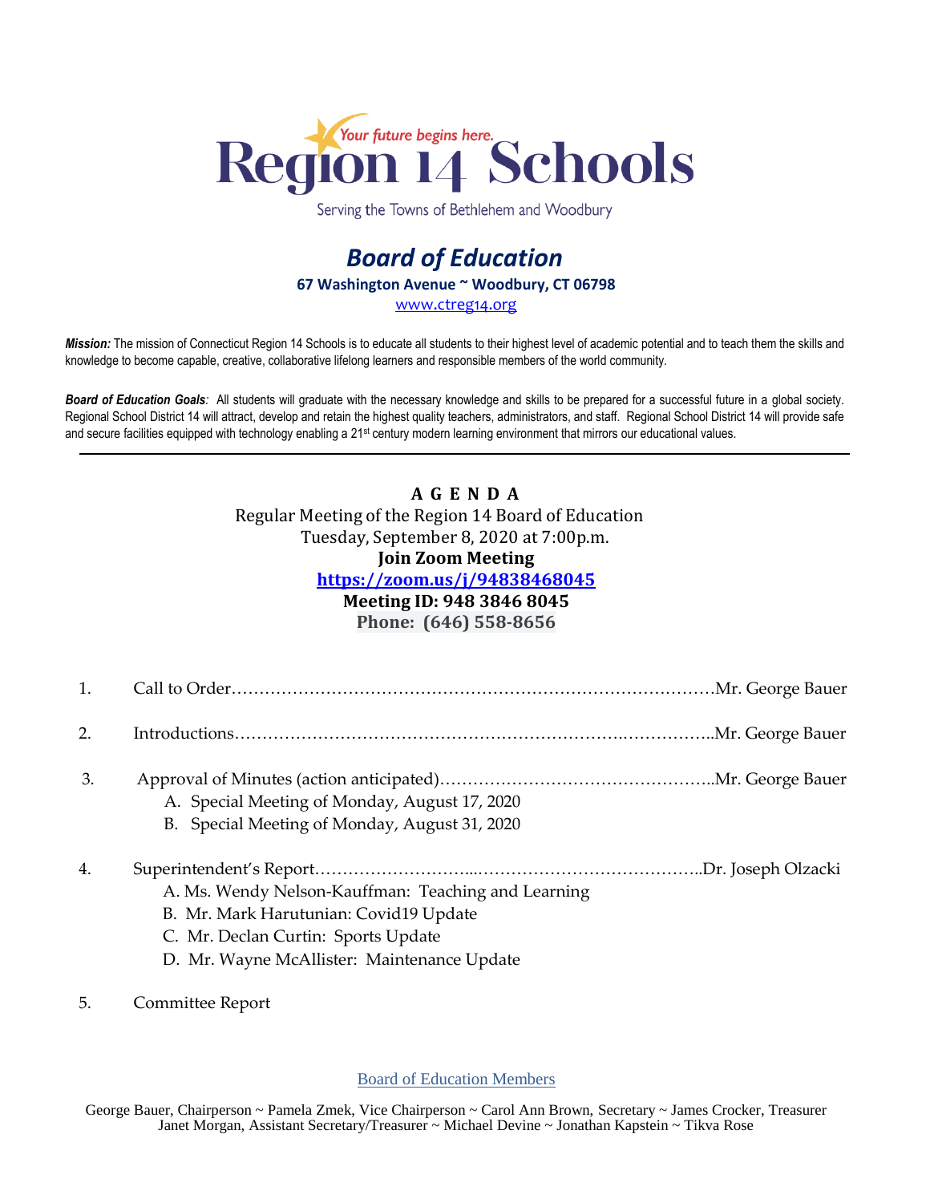# Region 14 Schools

*Your future begins here.*

Serving the Towns of Bethlehem and Woodbury

## *Board of Education*

**67 Washington Avenue ~ Woodbury, CT 06798**

www.ctreg14.org

***Mission:*** The mission of Connecticut Region 14 Schools is to educate all students to their highest level of academic potential and to teach them the skills and knowledge to become capable, creative, collaborative lifelong learners and responsible members of the world community.

***Board of Education Goals**:* All students will graduate with the necessary knowledge and skills to be prepared for a successful future in a global society. Regional School District 14 will attract, develop and retain the highest quality teachers, administrators, and staff. Regional School District 14 will provide safe and secure facilities equipped with technology enabling a 21st century modern learning environment that mirrors our educational values.

---

**A G E N D A**

Regular Meeting of the Region 14 Board of Education
Tuesday, September 8, 2020 at 7:00p.m.
**Join Zoom Meeting**
**https://zoom.us/j/94838468045**
**Meeting ID: 948 3846 8045**
**Phone: (646) 558-8656**

1. Call to Order……………………………………………………………………………Mr. George Bauer

2. Introductions…………………………………………………………….……………..Mr. George Bauer

3. Approval of Minutes (action anticipated)…………………………………………..Mr. George Bauer
   - A. Special Meeting of Monday, August 17, 2020
   - B. Special Meeting of Monday, August 31, 2020

4. Superintendent's Report………………………...…………………………………..Dr. Joseph Olzacki
   - A. Ms. Wendy Nelson-Kauffman: Teaching and Learning
   - B. Mr. Mark Harutunian: Covid19 Update
   - C. Mr. Declan Curtin: Sports Update
   - D. Mr. Wayne McAllister: Maintenance Update

5. Committee Report

Board of Education Members

George Bauer, Chairperson ~ Pamela Zmek, Vice Chairperson ~ Carol Ann Brown, Secretary ~ James Crocker, Treasurer
Janet Morgan, Assistant Secretary/Treasurer ~ Michael Devine ~ Jonathan Kapstein ~ Tikva Rose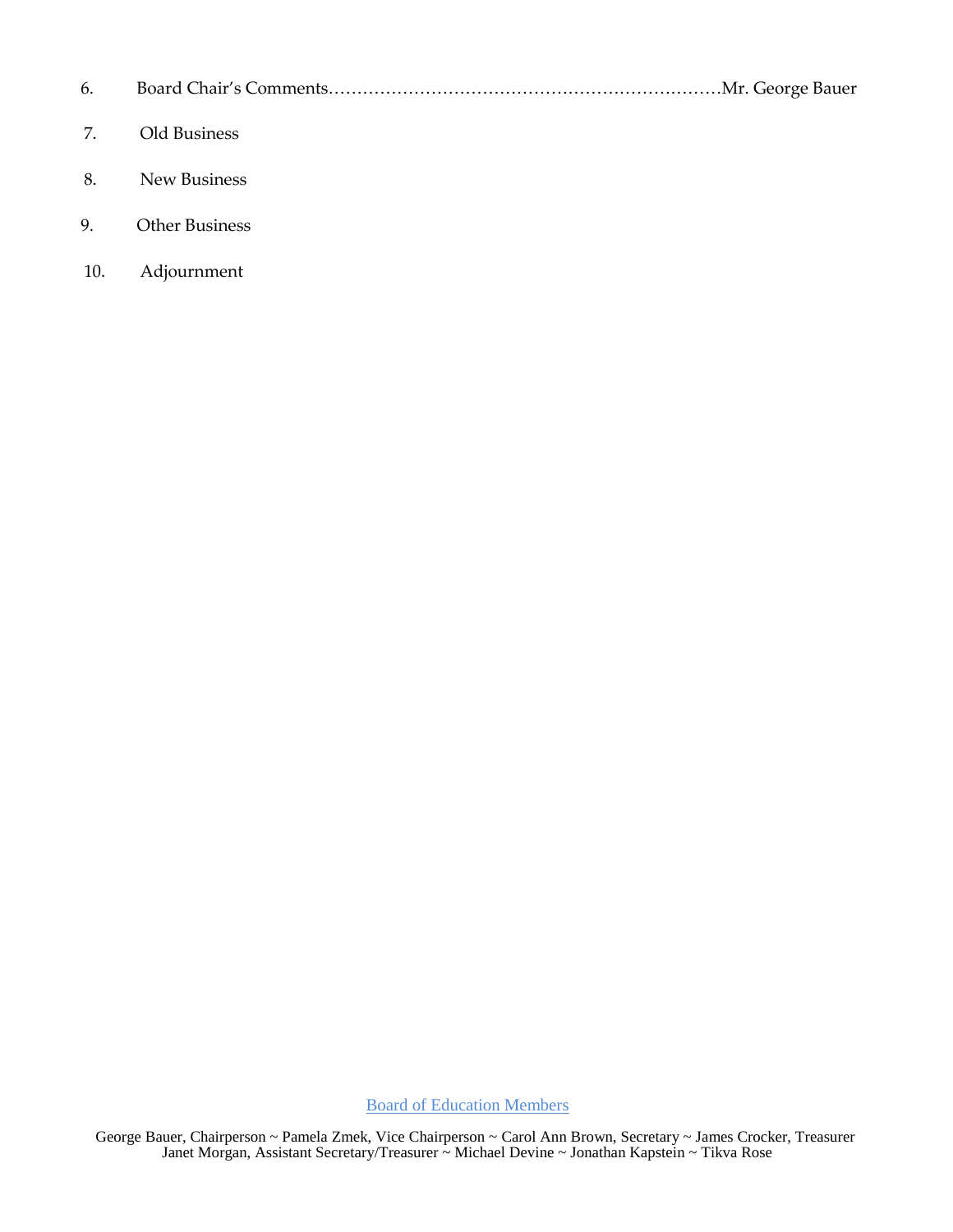6. Board Chair's Comments……………………………………………………………Mr. George Bauer

7. Old Business

8. New Business

9. Other Business

10. Adjournment

Board of Education Members

George Bauer, Chairperson ~ Pamela Zmek, Vice Chairperson ~ Carol Ann Brown, Secretary ~ James Crocker, Treasurer
Janet Morgan, Assistant Secretary/Treasurer ~ Michael Devine ~ Jonathan Kapstein ~ Tikva Rose